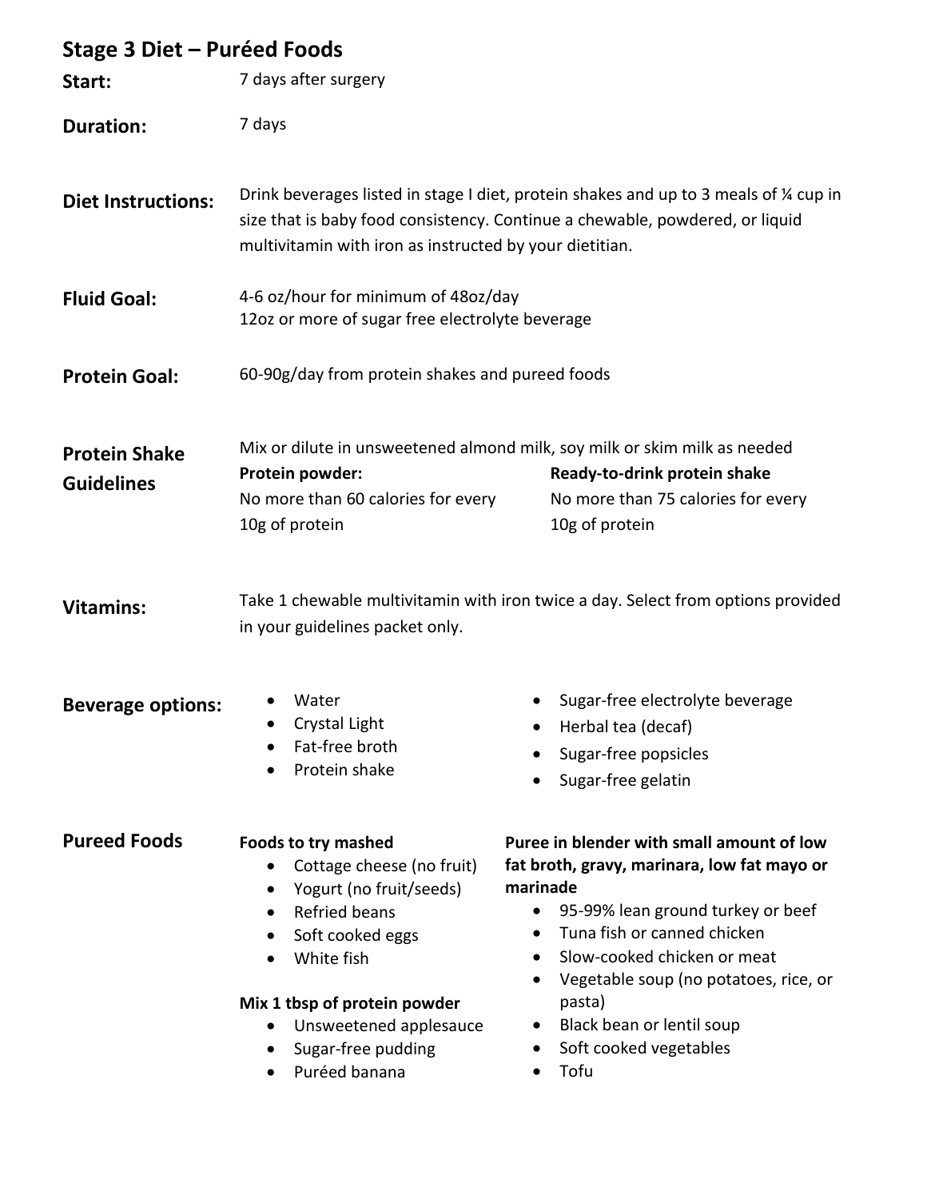# Stage 3 Diet – Puréed Foods

**Start:** 7 days after surgery

**Duration:** 7 days

**Diet Instructions:** Drink beverages listed in stage I diet, protein shakes and up to 3 meals of ¼ cup in size that is baby food consistency. Continue a chewable, powdered, or liquid multivitamin with iron as instructed by your dietitian.

**Fluid Goal:** 4-6 oz/hour for minimum of 48oz/day
12oz or more of sugar free electrolyte beverage

**Protein Goal:** 60-90g/day from protein shakes and pureed foods

**Protein Shake Guidelines**

Mix or dilute in unsweetened almond milk, soy milk or skim milk as needed

| Protein powder: | Ready-to-drink protein shake |
| --- | --- |
| No more than 60 calories for every 10g of protein | No more than 75 calories for every 10g of protein |

**Vitamins:** Take 1 chewable multivitamin with iron twice a day. Select from options provided in your guidelines packet only.

**Beverage options:**

- Water
- Crystal Light
- Fat-free broth
- Protein shake
- Sugar-free electrolyte beverage
- Herbal tea (decaf)
- Sugar-free popsicles
- Sugar-free gelatin

**Pureed Foods**

**Foods to try mashed**

- Cottage cheese (no fruit)
- Yogurt (no fruit/seeds)
- Refried beans
- Soft cooked eggs
- White fish

**Mix 1 tbsp of protein powder**

- Unsweetened applesauce
- Sugar-free pudding
- Puréed banana

**Puree in blender with small amount of low fat broth, gravy, marinara, low fat mayo or marinade**

- 95-99% lean ground turkey or beef
- Tuna fish or canned chicken
- Slow-cooked chicken or meat
- Vegetable soup (no potatoes, rice, or pasta)
- Black bean or lentil soup
- Soft cooked vegetables
- Tofu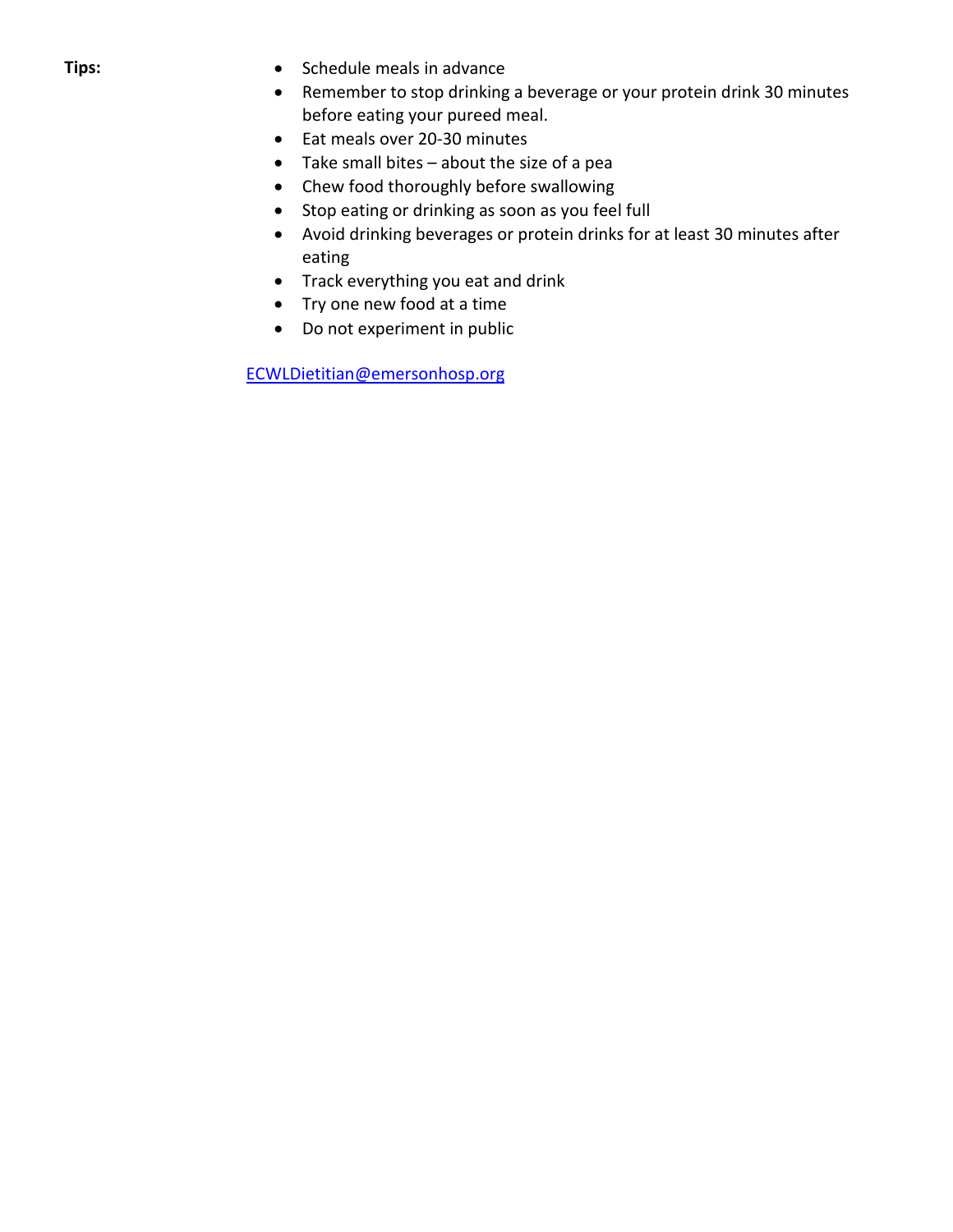**Tips:**

- Schedule meals in advance
- Remember to stop drinking a beverage or your protein drink 30 minutes before eating your pureed meal.
- Eat meals over 20-30 minutes
- Take small bites – about the size of a pea
- Chew food thoroughly before swallowing
- Stop eating or drinking as soon as you feel full
- Avoid drinking beverages or protein drinks for at least 30 minutes after eating
- Track everything you eat and drink
- Try one new food at a time
- Do not experiment in public

ECWLDietitian@emersonhosp.org